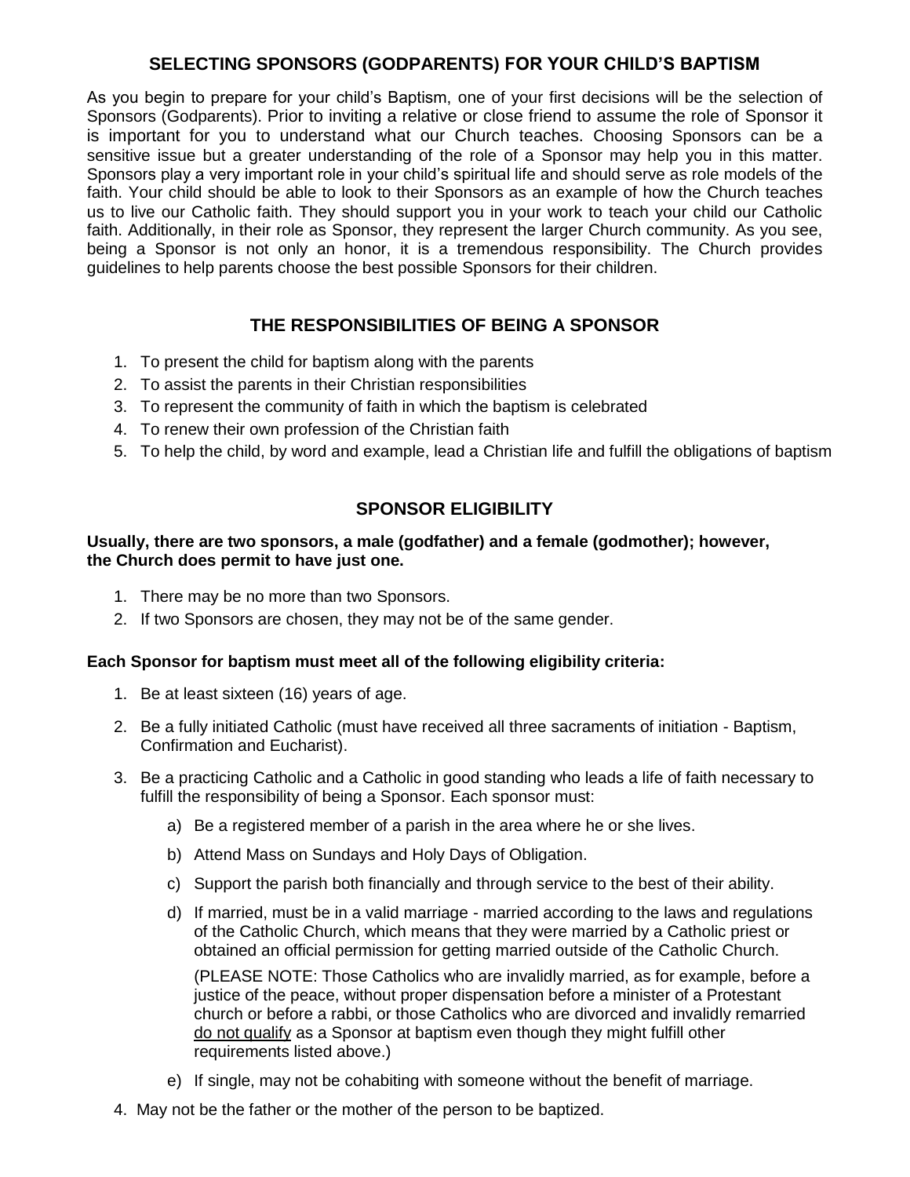# SELECTING SPONSORS (GODPARENTS) FOR YOUR CHILD'S BAPTISM

As you begin to prepare for your child's Baptism, one of your first decisions will be the selection of Sponsors (Godparents). Prior to inviting a relative or close friend to assume the role of Sponsor it is important for you to understand what our Church teaches. Choosing Sponsors can be a sensitive issue but a greater understanding of the role of a Sponsor may help you in this matter. Sponsors play a very important role in your child's spiritual life and should serve as role models of the faith. Your child should be able to look to their Sponsors as an example of how the Church teaches us to live our Catholic faith. They should support you in your work to teach your child our Catholic faith. Additionally, in their role as Sponsor, they represent the larger Church community. As you see, being a Sponsor is not only an honor, it is a tremendous responsibility. The Church provides guidelines to help parents choose the best possible Sponsors for their children.

## THE RESPONSIBILITIES OF BEING A SPONSOR

1. To present the child for baptism along with the parents
2. To assist the parents in their Christian responsibilities
3. To represent the community of faith in which the baptism is celebrated
4. To renew their own profession of the Christian faith
5. To help the child, by word and example, lead a Christian life and fulfill the obligations of baptism

## SPONSOR ELIGIBILITY

**Usually, there are two sponsors, a male (godfather) and a female (godmother); however, the Church does permit to have just one.**

1. There may be no more than two Sponsors.
2. If two Sponsors are chosen, they may not be of the same gender.

**Each Sponsor for baptism must meet all of the following eligibility criteria:**

1. Be at least sixteen (16) years of age.
2. Be a fully initiated Catholic (must have received all three sacraments of initiation - Baptism, Confirmation and Eucharist).
3. Be a practicing Catholic and a Catholic in good standing who leads a life of faith necessary to fulfill the responsibility of being a Sponsor. Each sponsor must:
   a) Be a registered member of a parish in the area where he or she lives.
   b) Attend Mass on Sundays and Holy Days of Obligation.
   c) Support the parish both financially and through service to the best of their ability.
   d) If married, must be in a valid marriage - married according to the laws and regulations of the Catholic Church, which means that they were married by a Catholic priest or obtained an official permission for getting married outside of the Catholic Church.

      (PLEASE NOTE: Those Catholics who are invalidly married, as for example, before a justice of the peace, without proper dispensation before a minister of a Protestant church or before a rabbi, or those Catholics who are divorced and invalidly remarried <u>do not qualify</u> as a Sponsor at baptism even though they might fulfill other requirements listed above.)
   e) If single, may not be cohabiting with someone without the benefit of marriage.
4. May not be the father or the mother of the person to be baptized.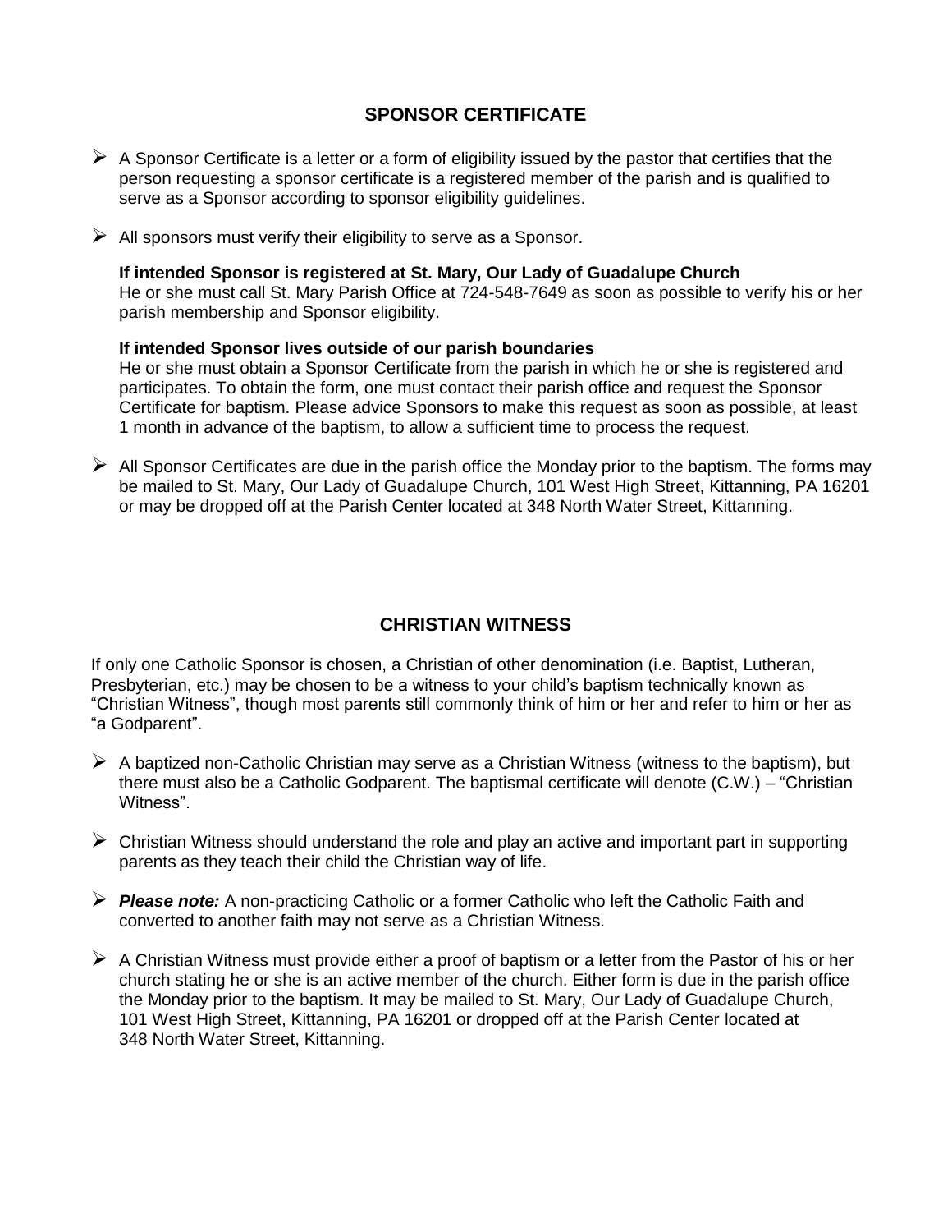## SPONSOR CERTIFICATE

- A Sponsor Certificate is a letter or a form of eligibility issued by the pastor that certifies that the person requesting a sponsor certificate is a registered member of the parish and is qualified to serve as a Sponsor according to sponsor eligibility guidelines.
- All sponsors must verify their eligibility to serve as a Sponsor.

  **If intended Sponsor is registered at St. Mary, Our Lady of Guadalupe Church**
  He or she must call St. Mary Parish Office at 724-548-7649 as soon as possible to verify his or her parish membership and Sponsor eligibility.

  **If intended Sponsor lives outside of our parish boundaries**
  He or she must obtain a Sponsor Certificate from the parish in which he or she is registered and participates. To obtain the form, one must contact their parish office and request the Sponsor Certificate for baptism. Please advice Sponsors to make this request as soon as possible, at least 1 month in advance of the baptism, to allow a sufficient time to process the request.

- All Sponsor Certificates are due in the parish office the Monday prior to the baptism. The forms may be mailed to St. Mary, Our Lady of Guadalupe Church, 101 West High Street, Kittanning, PA 16201 or may be dropped off at the Parish Center located at 348 North Water Street, Kittanning.

## CHRISTIAN WITNESS

If only one Catholic Sponsor is chosen, a Christian of other denomination (i.e. Baptist, Lutheran, Presbyterian, etc.) may be chosen to be a witness to your child's baptism technically known as "Christian Witness", though most parents still commonly think of him or her and refer to him or her as "a Godparent".

- A baptized non-Catholic Christian may serve as a Christian Witness (witness to the baptism), but there must also be a Catholic Godparent. The baptismal certificate will denote (C.W.) – "Christian Witness".
- Christian Witness should understand the role and play an active and important part in supporting parents as they teach their child the Christian way of life.
- ***Please note:*** A non-practicing Catholic or a former Catholic who left the Catholic Faith and converted to another faith may not serve as a Christian Witness.
- A Christian Witness must provide either a proof of baptism or a letter from the Pastor of his or her church stating he or she is an active member of the church. Either form is due in the parish office the Monday prior to the baptism. It may be mailed to St. Mary, Our Lady of Guadalupe Church, 101 West High Street, Kittanning, PA 16201 or dropped off at the Parish Center located at 348 North Water Street, Kittanning.